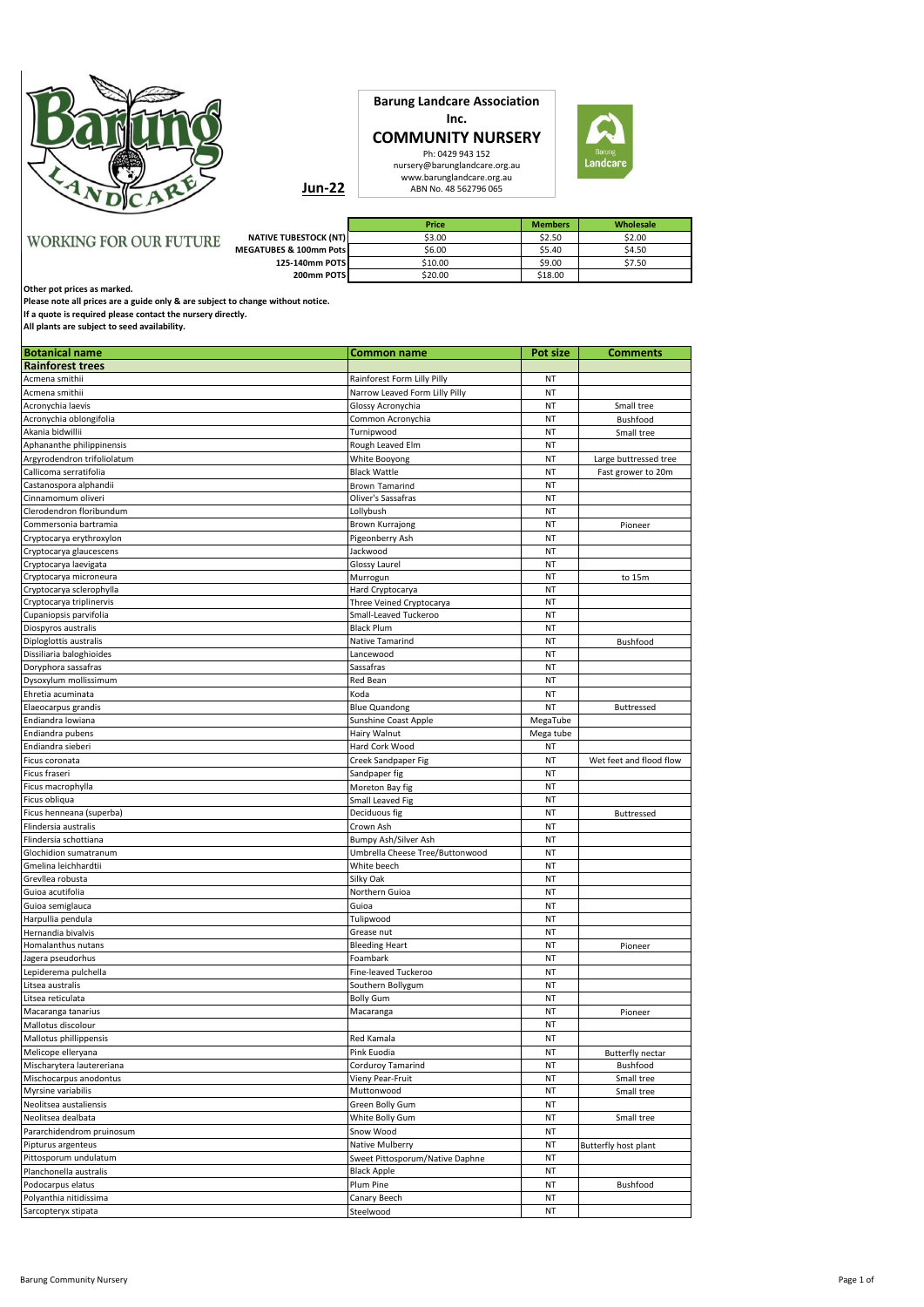# Barung Landcare Association Inc.

## COMMUNITY NURSERY

Ph: 0429 943 152
nursery@barunglandcare.org.au
www.barunglandcare.org.au
ABN No. 48 562796 065

**Jun-22**

WORKING FOR OUR FUTURE

| | Price | Members | Wholesale |
|---|---|---|---|
| NATIVE TUBESTOCK (NT) | $3.00 | $2.50 | $2.00 |
| MEGATUBES & 100mm Pots | $6.00 | $5.40 | $4.50 |
| 125-140mm POTS | $10.00 | $9.00 | $7.50 |
| 200mm POTS | $20.00 | $18.00 | |

**Other pot prices as marked.**
**Please note all prices are a guide only & are subject to change without notice.**
**If a quote is required please contact the nursery directly.**
**All plants are subject to seed availability.**

| Botanical name | Common name | Pot size | Comments |
|---|---|---|---|
| **Rainforest trees** | | | |
| Acmena smithii | Rainforest Form Lilly Pilly | NT | |
| Acmena smithii | Narrow Leaved Form Lilly Pilly | NT | |
| Acronychia laevis | Glossy Acronychia | NT | Small tree |
| Acronychia oblongifolia | Common Acronychia | NT | Bushfood |
| Akania bidwillii | Turnipwood | NT | Small tree |
| Aphananthe philippinensis | Rough Leaved Elm | NT | |
| Argyrodendron trifoliolatum | White Booyong | NT | Large buttressed tree |
| Callicoma serratifolia | Black Wattle | NT | Fast grower to 20m |
| Castanospora alphandii | Brown Tamarind | NT | |
| Cinnamomum oliveri | Oliver's Sassafras | NT | |
| Clerodendron floribundum | Lollybush | NT | |
| Commersonia bartramia | Brown Kurrajong | NT | Pioneer |
| Cryptocarya erythroxylon | Pigeonberry Ash | NT | |
| Cryptocarya glaucescens | Jackwood | NT | |
| Cryptocarya laevigata | Glossy Laurel | NT | |
| Cryptocarya microneura | Murrogun | NT | to 15m |
| Cryptocarya sclerophylla | Hard Cryptocarya | NT | |
| Cryptocarya triplinervis | Three Veined Cryptocarya | NT | |
| Cupaniopsis parvifolia | Small-Leaved Tuckeroo | NT | |
| Diospyros australis | Black Plum | NT | |
| Diploglottis australis | Native Tamarind | NT | Bushfood |
| Dissiliaria baloghioides | Lancewood | NT | |
| Doryphora sassafras | Sassafras | NT | |
| Dysoxylum mollissimum | Red Bean | NT | |
| Ehretia acuminata | Koda | NT | |
| Elaeocarpus grandis | Blue Quandong | NT | Buttressed |
| Endiandra lowiana | Sunshine Coast Apple | MegaTube | |
| Endiandra pubens | Hairy Walnut | Mega tube | |
| Endiandra sieberi | Hard Cork Wood | NT | |
| Ficus coronata | Creek Sandpaper Fig | NT | Wet feet and flood flow |
| Ficus fraseri | Sandpaper fig | NT | |
| Ficus macrophylla | Moreton Bay fig | NT | |
| Ficus obliqua | Small Leaved Fig | NT | |
| Ficus henneana (superba) | Deciduous fig | NT | Buttressed |
| Flindersia australis | Crown Ash | NT | |
| Flindersia schottiana | Bumpy Ash/Silver Ash | NT | |
| Glochidion sumatranum | Umbrella Cheese Tree/Buttonwood | NT | |
| Gmelina leichhardtii | White beech | NT | |
| Grevllea robusta | Silky Oak | NT | |
| Guioa acutifolia | Northern Guioa | NT | |
| Guioa semiglauca | Guioa | NT | |
| Harpullia pendula | Tulipwood | NT | |
| Hernandia bivalvis | Grease nut | NT | |
| Homalanthus nutans | Bleeding Heart | NT | Pioneer |
| Jagera pseudorhus | Foambark | NT | |
| Lepiderema pulchella | Fine-leaved Tuckeroo | NT | |
| Litsea australis | Southern Bollygum | NT | |
| Litsea reticulata | Bolly Gum | NT | |
| Macaranga tanarius | Macaranga | NT | Pioneer |
| Mallotus discolour | | NT | |
| Mallotus phillippensis | Red Kamala | NT | |
| Melicope elleryana | Pink Euodia | NT | Butterfly nectar |
| Mischarytera lautereriana | Corduroy Tamarind | NT | Bushfood |
| Mischocarpus anodontus | Vieny Pear-Fruit | NT | Small tree |
| Myrsine variabilis | Muttonwood | NT | Small tree |
| Neolitsea austaliensis | Green Bolly Gum | NT | |
| Neolitsea dealbata | White Bolly Gum | NT | Small tree |
| Pararchidendrom pruinosum | Snow Wood | NT | |
| Pipturus argenteus | Native Mulberry | NT | Butterfly host plant |
| Pittosporum undulatum | Sweet Pittosporum/Native Daphne | NT | |
| Planchonella australis | Black Apple | NT | |
| Podocarpus elatus | Plum Pine | NT | Bushfood |
| Polyanthia nitidissima | Canary Beech | NT | |
| Sarcopteryx stipata | Steelwood | NT | |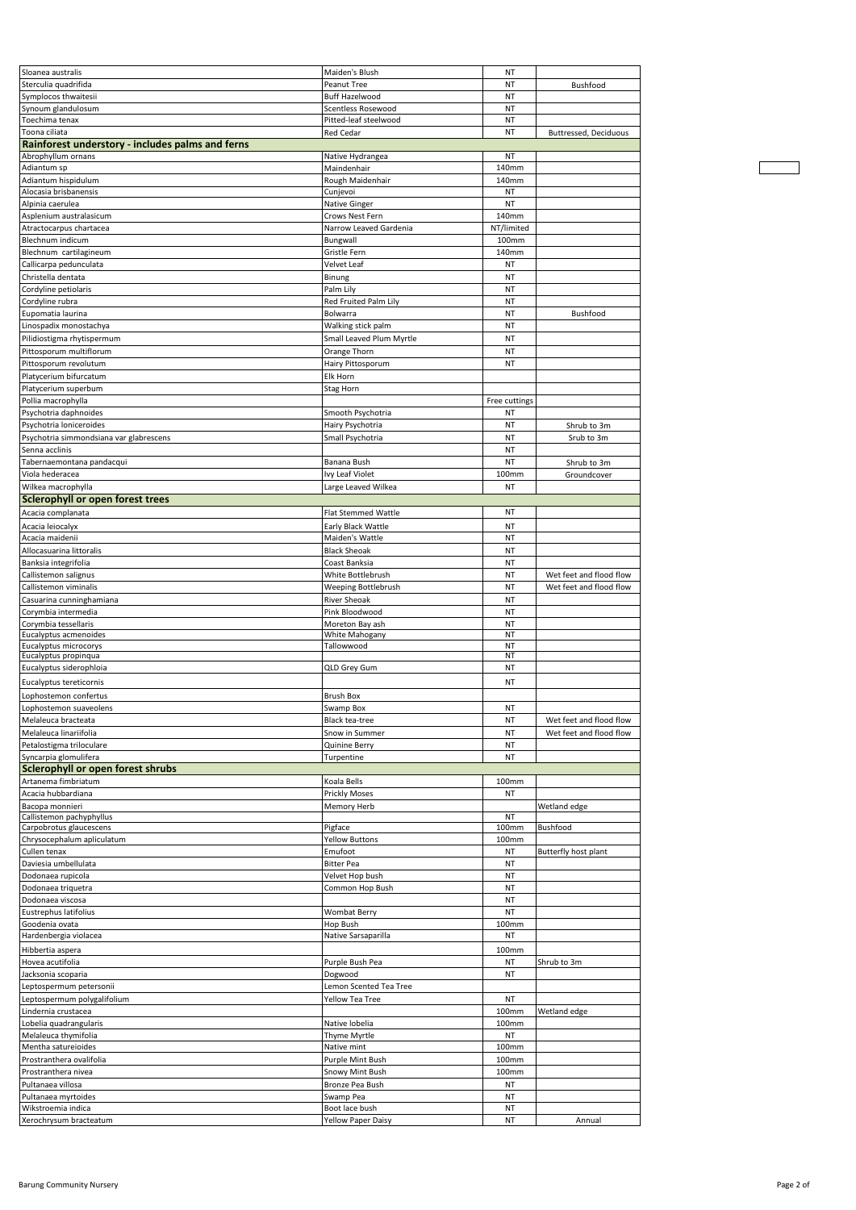| | | | |
|---|---|---|---|
| Sloanea australis | Maiden's Blush | NT | |
| Sterculia quadrifida | Peanut Tree | NT | Bushfood |
| Symplocos thwaitesii | Buff Hazelwood | NT | |
| Synoum glandulosum | Scentless Rosewood | NT | |
| Toechima tenax | Pitted-leaf steelwood | NT | |
| Toona ciliata | Red Cedar | NT | Buttressed, Deciduous |
| **Rainforest understory - includes palms and ferns** | | | |
| Abrophyllum ornans | Native Hydrangea | NT | |
| Adiantum sp | Maindenhair | 140mm | |
| Adiantum hispidulum | Rough Maidenhair | 140mm | |
| Alocasia brisbanensis | Cunjevoi | NT | |
| Alpinia caerulea | Native Ginger | NT | |
| Asplenium australasicum | Crows Nest Fern | 140mm | |
| Atractocarpus chartacea | Narrow Leaved Gardenia | NT/limited | |
| Blechnum indicum | Bungwall | 100mm | |
| Blechnum cartilagineum | Gristle Fern | 140mm | |
| Callicarpa pedunculata | Velvet Leaf | NT | |
| Christella dentata | Binung | NT | |
| Cordyline petiolaris | Palm Lily | NT | |
| Cordyline rubra | Red Fruited Palm Lily | NT | |
| Eupomatia laurina | Bolwarra | NT | Bushfood |
| Linospadix monostachya | Walking stick palm | NT | |
| Pilidiostigma rhytispermum | Small Leaved Plum Myrtle | NT | |
| Pittosporum multiflorum | Orange Thorn | NT | |
| Pittosporum revolutum | Hairy Pittosporum | NT | |
| Platycerium bifurcatum | Elk Horn | | |
| Platycerium superbum | Stag Horn | | |
| Pollia macrophylla | | Free cuttings | |
| Psychotria daphnoides | Smooth Psychotria | NT | |
| Psychotria loniceroides | Hairy Psychotria | NT | Shrub to 3m |
| Psychotria simmondsiana var glabrescens | Small Psychotria | NT | Srub to 3m |
| Senna acclinis | | NT | |
| Tabernaemontana pandacqui | Banana Bush | NT | Shrub to 3m |
| Viola hederacea | Ivy Leaf Violet | 100mm | Groundcover |
| Wilkea macrophylla | Large Leaved Wilkea | NT | |
| **Sclerophyll or open forest trees** | | | |
| Acacia complanata | Flat Stemmed Wattle | NT | |
| Acacia leiocalyx | Early Black Wattle | NT | |
| Acacia maidenii | Maiden's Wattle | NT | |
| Allocasuarina littoralis | Black Sheoak | NT | |
| Banksia integrifolia | Coast Banksia | NT | |
| Callistemon salignus | White Bottlebrush | NT | Wet feet and flood flow |
| Callistemon viminalis | Weeping Bottlebrush | NT | Wet feet and flood flow |
| Casuarina cunninghamiana | River Sheoak | NT | |
| Corymbia intermedia | Pink Bloodwood | NT | |
| Corymbia tessellaris | Moreton Bay ash | NT | |
| Eucalyptus acmenoides | White Mahogany | NT | |
| Eucalyptus microcorys | Tallowwood | NT | |
| Eucalyptus propinqua | | NT | |
| Eucalyptus siderophloia | QLD Grey Gum | NT | |
| Eucalyptus tereticornis | | NT | |
| Lophostemon confertus | Brush Box | | |
| Lophostemon suaveolens | Swamp Box | NT | |
| Melaleuca bracteata | Black tea-tree | NT | Wet feet and flood flow |
| Melaleuca linariifolia | Snow in Summer | NT | Wet feet and flood flow |
| Petalostigma triloculare | Quinine Berry | NT | |
| Syncarpia glomulifera | Turpentine | NT | |
| **Sclerophyll or open forest shrubs** | | | |
| Artanema fimbriatum | Koala Bells | 100mm | |
| Acacia hubbardiana | Prickly Moses | NT | |
| Bacopa monnieri | Memory Herb | | Wetland edge |
| Callistemon pachyphyllus | | NT | |
| Carpobrotus glaucescens | Pigface | 100mm | Bushfood |
| Chrysocephalum apliculatum | Yellow Buttons | 100mm | |
| Cullen tenax | Emufoot | NT | Butterfly host plant |
| Daviesia umbellulata | Bitter Pea | NT | |
| Dodonaea rupicola | Velvet Hop bush | NT | |
| Dodonaea triquetra | Common Hop Bush | NT | |
| Dodonaea viscosa | | NT | |
| Eustrephus latifolius | Wombat Berry | NT | |
| Goodenia ovata | Hop Bush | 100mm | |
| Hardenbergia violacea | Native Sarsaparilla | NT | |
| Hibbertia aspera | | 100mm | |
| Hovea acutifolia | Purple Bush Pea | NT | Shrub to 3m |
| Jacksonia scoparia | Dogwood | NT | |
| Leptospermum petersonii | Lemon Scented Tea Tree | | |
| Leptospermum polygalifolium | Yellow Tea Tree | NT | |
| Lindernia crustacea | | 100mm | Wetland edge |
| Lobelia quadrangularis | Native lobelia | 100mm | |
| Melaleuca thymifolia | Thyme Myrtle | NT | |
| Mentha satureioides | Native mint | 100mm | |
| Prostranthera ovalifolia | Purple Mint Bush | 100mm | |
| Prostranthera nivea | Snowy Mint Bush | 100mm | |
| Pultanaea villosa | Bronze Pea Bush | NT | |
| Pultanaea myrtoides | Swamp Pea | NT | |
| Wikstroemia indica | Boot lace bush | NT | |
| Xerochrysum bracteatum | Yellow Paper Daisy | NT | Annual |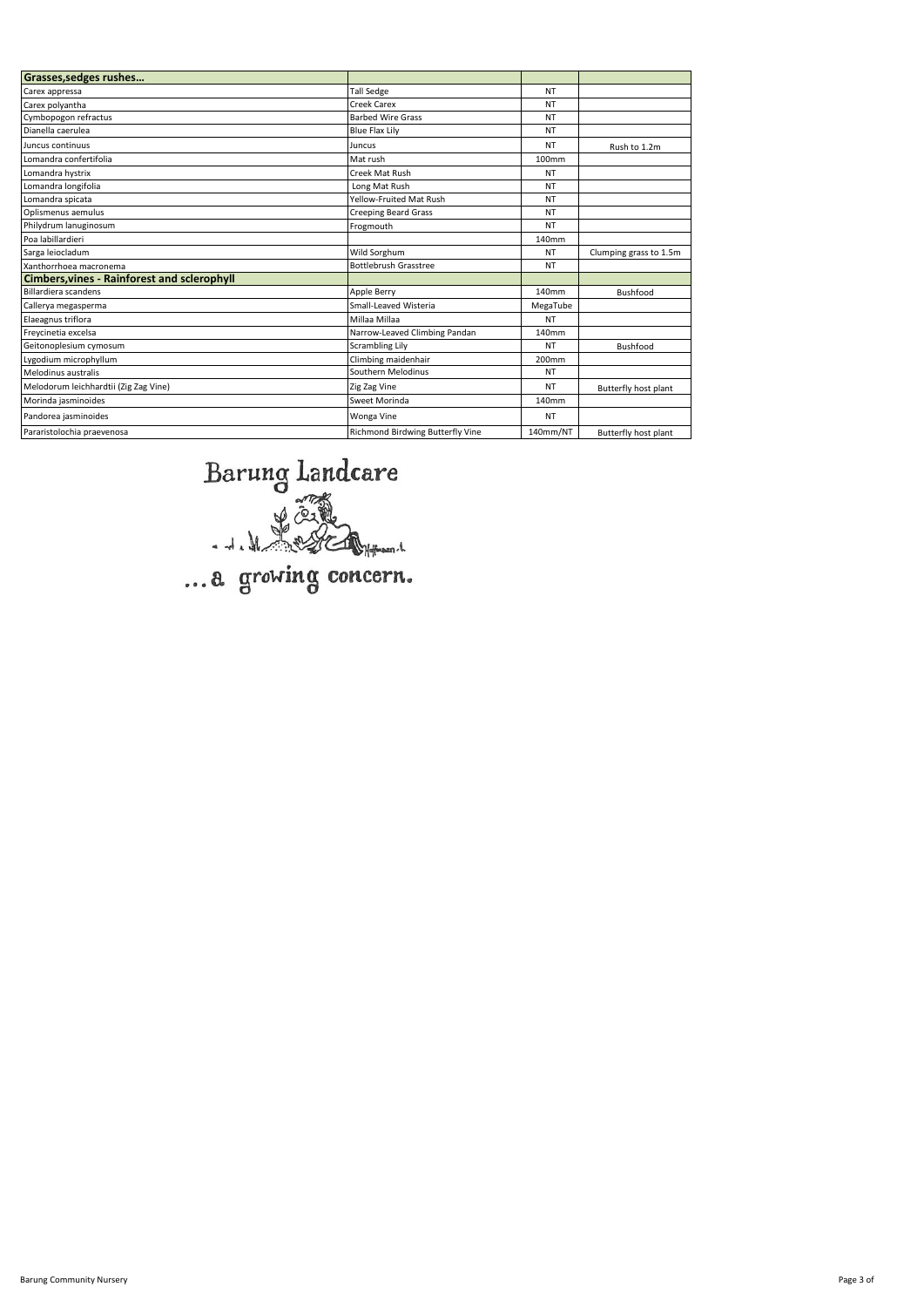| | | | |
|---|---|---|---|
| **Grasses,sedges rushes…** | | | |
| Carex appressa | Tall Sedge | NT | |
| Carex polyantha | Creek Carex | NT | |
| Cymbopogon refractus | Barbed Wire Grass | NT | |
| Dianella caerulea | Blue Flax Lily | NT | |
| Juncus continuus | Juncus | NT | Rush to 1.2m |
| Lomandra confertifolia | Mat rush | 100mm | |
| Lomandra hystrix | Creek Mat Rush | NT | |
| Lomandra longifolia | Long Mat Rush | NT | |
| Lomandra spicata | Yellow-Fruited Mat Rush | NT | |
| Oplismenus aemulus | Creeping Beard Grass | NT | |
| Philydrum lanuginosum | Frogmouth | NT | |
| Poa labillardieri | | 140mm | |
| Sarga leiocladum | Wild Sorghum | NT | Clumping grass to 1.5m |
| Xanthorrhoea macronema | Bottlebrush Grasstree | NT | |
| **Cimbers,vines - Rainforest and sclerophyll** | | | |
| Billardiera scandens | Apple Berry | 140mm | Bushfood |
| Callerya megasperma | Small-Leaved Wisteria | MegaTube | |
| Elaeagnus triflora | Millaa Millaa | NT | |
| Freycinetia excelsa | Narrow-Leaved Climbing Pandan | 140mm | |
| Geitonoplesium cymosum | Scrambling Lily | NT | Bushfood |
| Lygodium microphyllum | Climbing maidenhair | 200mm | |
| Melodinus australis | Southern Melodinus | NT | |
| Melodorum leichhardtii (Zig Zag Vine) | Zig Zag Vine | NT | Butterfly host plant |
| Morinda jasminoides | Sweet Morinda | 140mm | |
| Pandorea jasminoides | Wonga Vine | NT | |
| Pararistolochia praevenosa | Richmond Birdwing Butterfly Vine | 140mm/NT | Butterfly host plant |

Barung Landcare

...a growing concern.